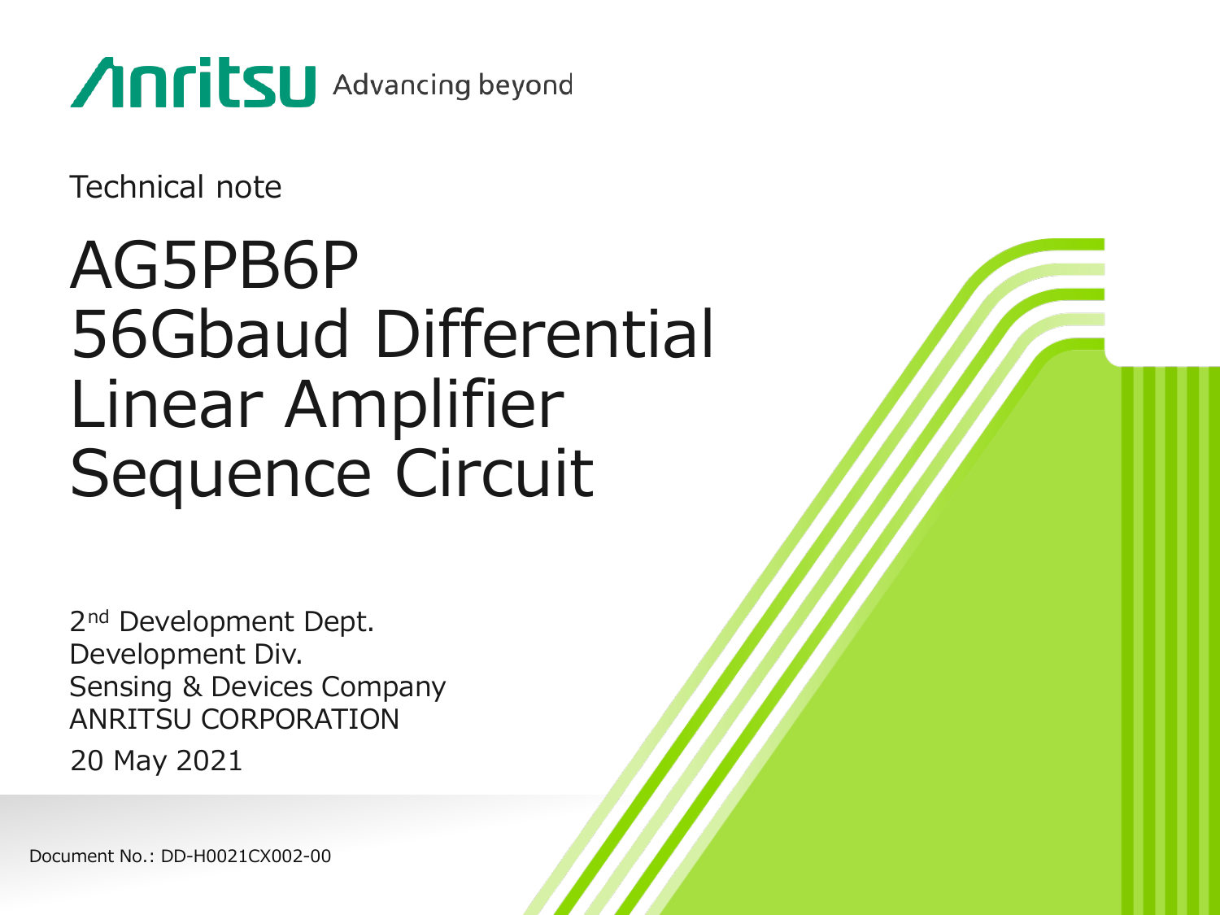Anritsu Advancing beyond

Technical note

# AG5PB6P 56Gbaud Differential Linear Amplifier Sequence Circuit

2nd Development Dept.
Development Div.
Sensing & Devices Company
ANRITSU CORPORATION

20 May 2021

Document No.: DD-H0021CX002-00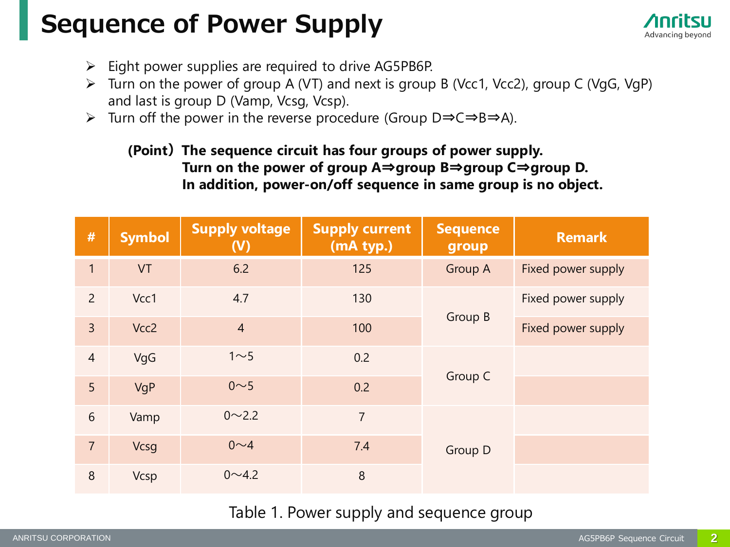# Sequence of Power Supply

- Eight power supplies are required to drive AG5PB6P.
- Turn on the power of group A (VT) and next is group B (Vcc1, Vcc2), group C (VgG, VgP) and last is group D (Vamp, Vcsg, Vcsp).
- Turn off the power in the reverse procedure (Group D⇒C⇒B⇒A).

**(Point) The sequence circuit has four groups of power supply.**
**Turn on the power of group A⇒group B⇒group C⇒group D.**
**In addition, power-on/off sequence in same group is no object.**

| # | Symbol | Supply voltage (V) | Supply current (mA typ.) | Sequence group | Remark |
|---|---|---|---|---|---|
| 1 | VT | 6.2 | 125 | Group A | Fixed power supply |
| 2 | Vcc1 | 4.7 | 130 | Group B | Fixed power supply |
| 3 | Vcc2 | 4 | 100 | | Fixed power supply |
| 4 | VgG | 1～5 | 0.2 | Group C | |
| 5 | VgP | 0～5 | 0.2 | | |
| 6 | Vamp | 0～2.2 | 7 | Group D | |
| 7 | Vcsg | 0～4 | 7.4 | | |
| 8 | Vcsp | 0～4.2 | 8 | | |

Table 1. Power supply and sequence group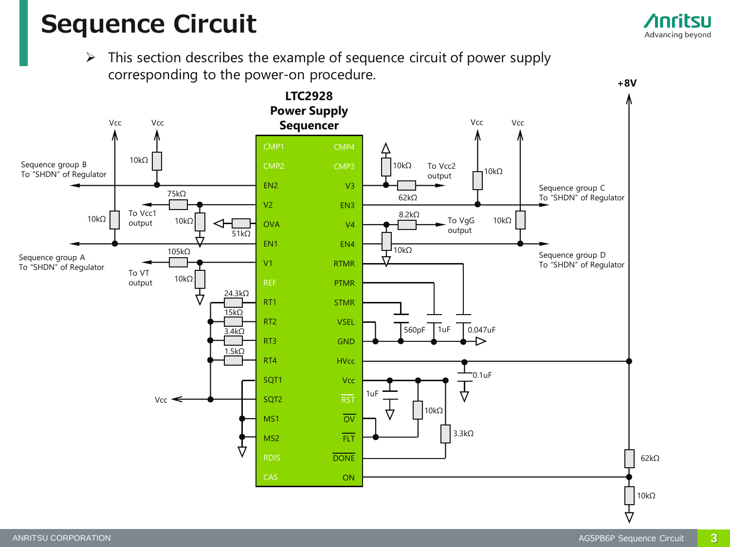# Sequence Circuit

- This section describes the example of sequence circuit of power supply corresponding to the power-on procedure.

**LTC2928 Power Supply Sequencer**

+8V

Vcc Vcc

10kΩ

Sequence group B
To "SHDN" of Regulator

75kΩ

10kΩ

To Vcc1 output

10kΩ

51kΩ

Sequence group A
To "SHDN" of Regulator

105kΩ

To VT output

10kΩ

24.3kΩ

15kΩ

3.4kΩ

1.5kΩ

Vcc

CMP1, CMP2, EN2, V2, OVA, EN1, V1, REF, RT1, RT2, RT3, RT4, SQT1, SQT2, MS1, MS2, RDIS, CAS

CMP4, CMP3, V3, EN3, V4, EN4, RTMR, PTMR, STMR, VSEL, GND, HVcc, Vcc, $\overline{RST}$, $\overline{OV}$, $\overline{FLT}$, $\overline{DONE}$, ON

10kΩ

To Vcc2 output

62kΩ

8.2kΩ

To VgG output

10kΩ

Vcc Vcc

10kΩ

10kΩ

Sequence group C
To "SHDN" of Regulator

Sequence group D
To "SHDN" of Regulator

560pF 1uF 0.047uF

0.1uF

1uF

10kΩ

3.3kΩ

62kΩ

10kΩ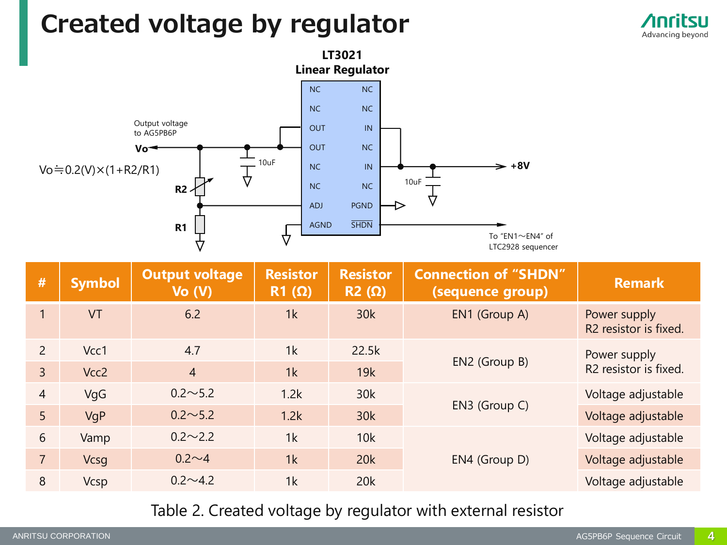# Created voltage by regulator

LT3021
Linear Regulator

| Pin | | Pin |
|---|---|---|
| NC | | NC |
| NC | | NC |
| OUT | | IN |
| OUT | | NC |
| NC | | IN |
| NC | | NC |
| ADJ | | PGND |
| AGND | | SHDN |

Output voltage to AG5PB6P

Vo

$Vo \fallingdotseq 0.2(V) \times (1 + R2/R1)$

R2

R1

10uF

10uF

+8V

To "EN1～EN4" of LTC2928 sequencer

| # | Symbol | Output voltage Vo (V) | Resistor R1 (Ω) | Resistor R2 (Ω) | Connection of "SHDN" (sequence group) | Remark |
|---|---|---|---|---|---|---|
| 1 | VT | 6.2 | 1k | 30k | EN1 (Group A) | Power supply R2 resistor is fixed. |
| 2 | Vcc1 | 4.7 | 1k | 22.5k | EN2 (Group B) | Power supply R2 resistor is fixed. |
| 3 | Vcc2 | 4 | 1k | 19k | | |
| 4 | VgG | 0.2～5.2 | 1.2k | 30k | EN3 (Group C) | Voltage adjustable |
| 5 | VgP | 0.2～5.2 | 1.2k | 30k | | Voltage adjustable |
| 6 | Vamp | 0.2～2.2 | 1k | 10k | EN4 (Group D) | Voltage adjustable |
| 7 | Vcsg | 0.2～4 | 1k | 20k | | Voltage adjustable |
| 8 | Vcsp | 0.2～4.2 | 1k | 20k | | Voltage adjustable |

Table 2. Created voltage by regulator with external resistor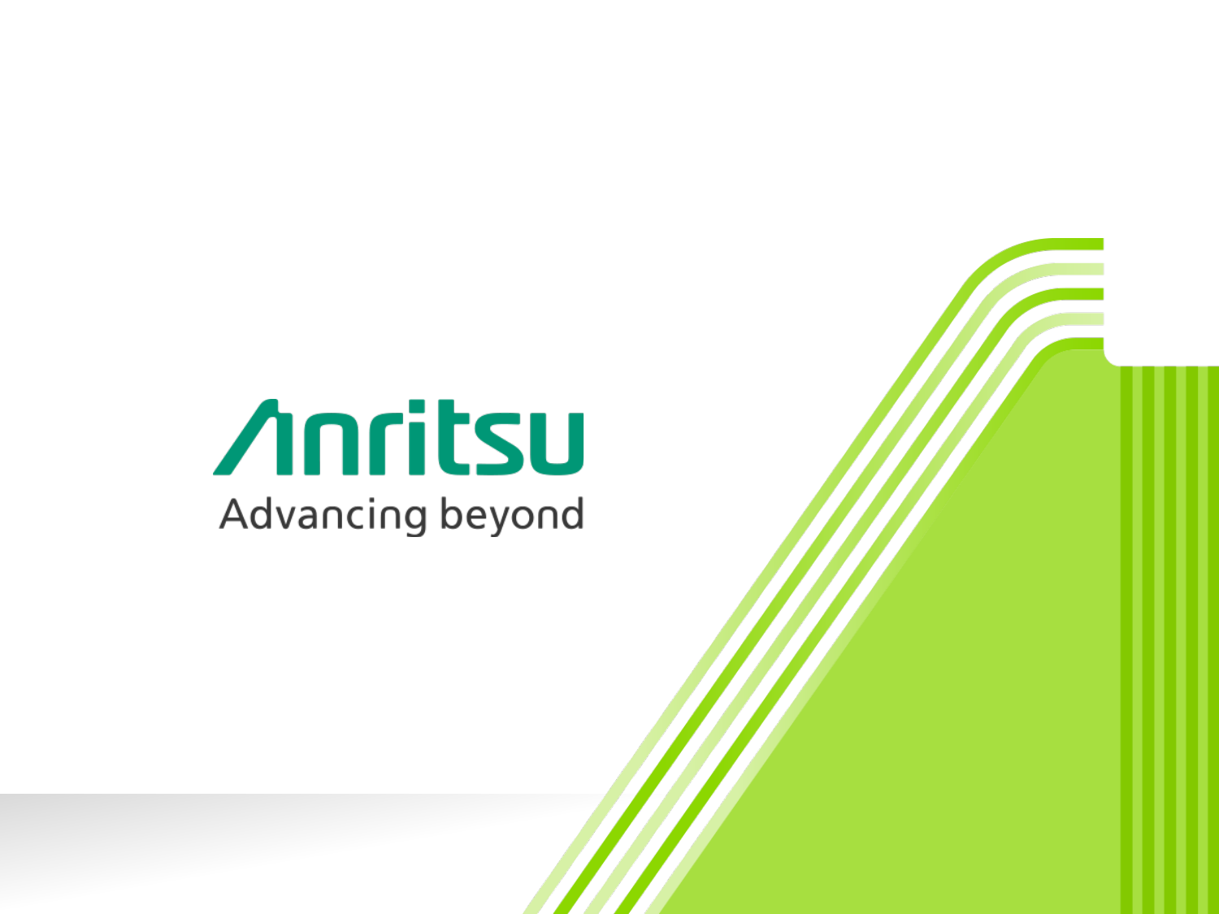Anritsu

Advancing beyond